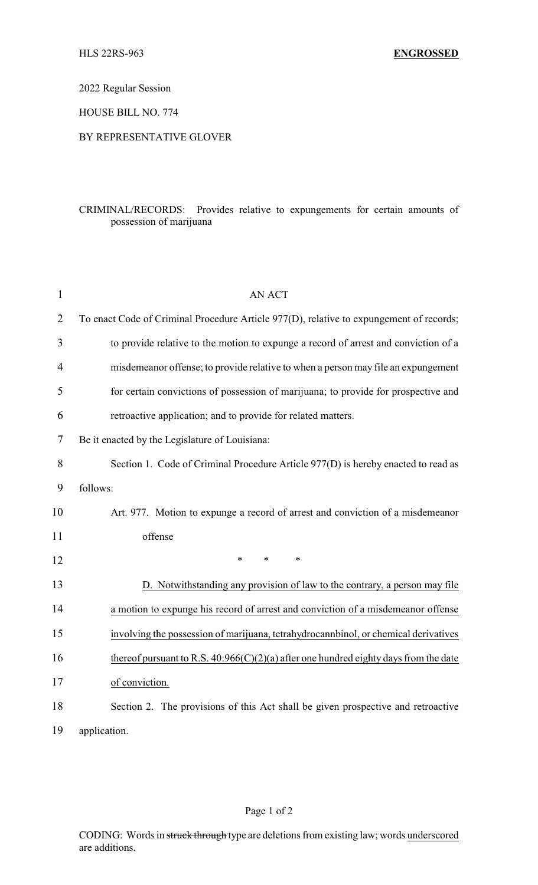HLS 22RS-963 **ENGROSSED**

2022 Regular Session

HOUSE BILL NO. 774

BY REPRESENTATIVE GLOVER

CRIMINAL/RECORDS: Provides relative to expungements for certain amounts of possession of marijuana

AN ACT

To enact Code of Criminal Procedure Article 977(D), relative to expungement of records; to provide relative to the motion to expunge a record of arrest and conviction of a misdemeanor offense; to provide relative to when a person may file an expungement for certain convictions of possession of marijuana; to provide for prospective and retroactive application; and to provide for related matters.

Be it enacted by the Legislature of Louisiana:

Section 1. Code of Criminal Procedure Article 977(D) is hereby enacted to read as follows:

Art. 977. Motion to expunge a record of arrest and conviction of a misdemeanor offense

\* \* \*

<u>D. Notwithstanding any provision of law to the contrary, a person may file a motion to expunge his record of arrest and conviction of a misdemeanor offense involving the possession of marijuana, tetrahydrocannbinol, or chemical derivatives thereof pursuant to R.S. 40:966(C)(2)(a) after one hundred eighty days from the date of conviction.</u>

Section 2. The provisions of this Act shall be given prospective and retroactive application.

CODING: Words in ~~struck through~~ type are deletions from existing law; words <u>underscored</u> are additions.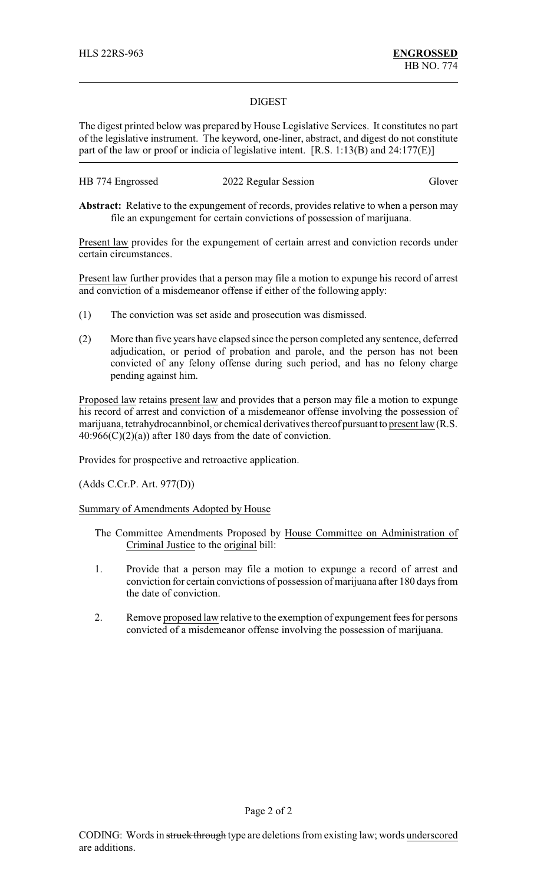HLS 22RS-963 **ENGROSSED**
HB NO. 774

DIGEST

The digest printed below was prepared by House Legislative Services. It constitutes no part of the legislative instrument. The keyword, one-liner, abstract, and digest do not constitute part of the law or proof or indicia of legislative intent. [R.S. 1:13(B) and 24:177(E)]

HB 774 Engrossed 2022 Regular Session Glover

**Abstract:** Relative to the expungement of records, provides relative to when a person may file an expungement for certain convictions of possession of marijuana.

Present law provides for the expungement of certain arrest and conviction records under certain circumstances.

Present law further provides that a person may file a motion to expunge his record of arrest and conviction of a misdemeanor offense if either of the following apply:

(1) The conviction was set aside and prosecution was dismissed.

(2) More than five years have elapsed since the person completed any sentence, deferred adjudication, or period of probation and parole, and the person has not been convicted of any felony offense during such period, and has no felony charge pending against him.

Proposed law retains present law and provides that a person may file a motion to expunge his record of arrest and conviction of a misdemeanor offense involving the possession of marijuana, tetrahydrocannbinol, or chemical derivatives thereof pursuant to present law (R.S. 40:966(C)(2)(a)) after 180 days from the date of conviction.

Provides for prospective and retroactive application.

(Adds C.Cr.P. Art. 977(D))

Summary of Amendments Adopted by House

The Committee Amendments Proposed by House Committee on Administration of Criminal Justice to the original bill:

1. Provide that a person may file a motion to expunge a record of arrest and conviction for certain convictions of possession of marijuana after 180 days from the date of conviction.

2. Remove proposed law relative to the exemption of expungement fees for persons convicted of a misdemeanor offense involving the possession of marijuana.

CODING: Words in ~~struck through~~ type are deletions from existing law; words underscored are additions.